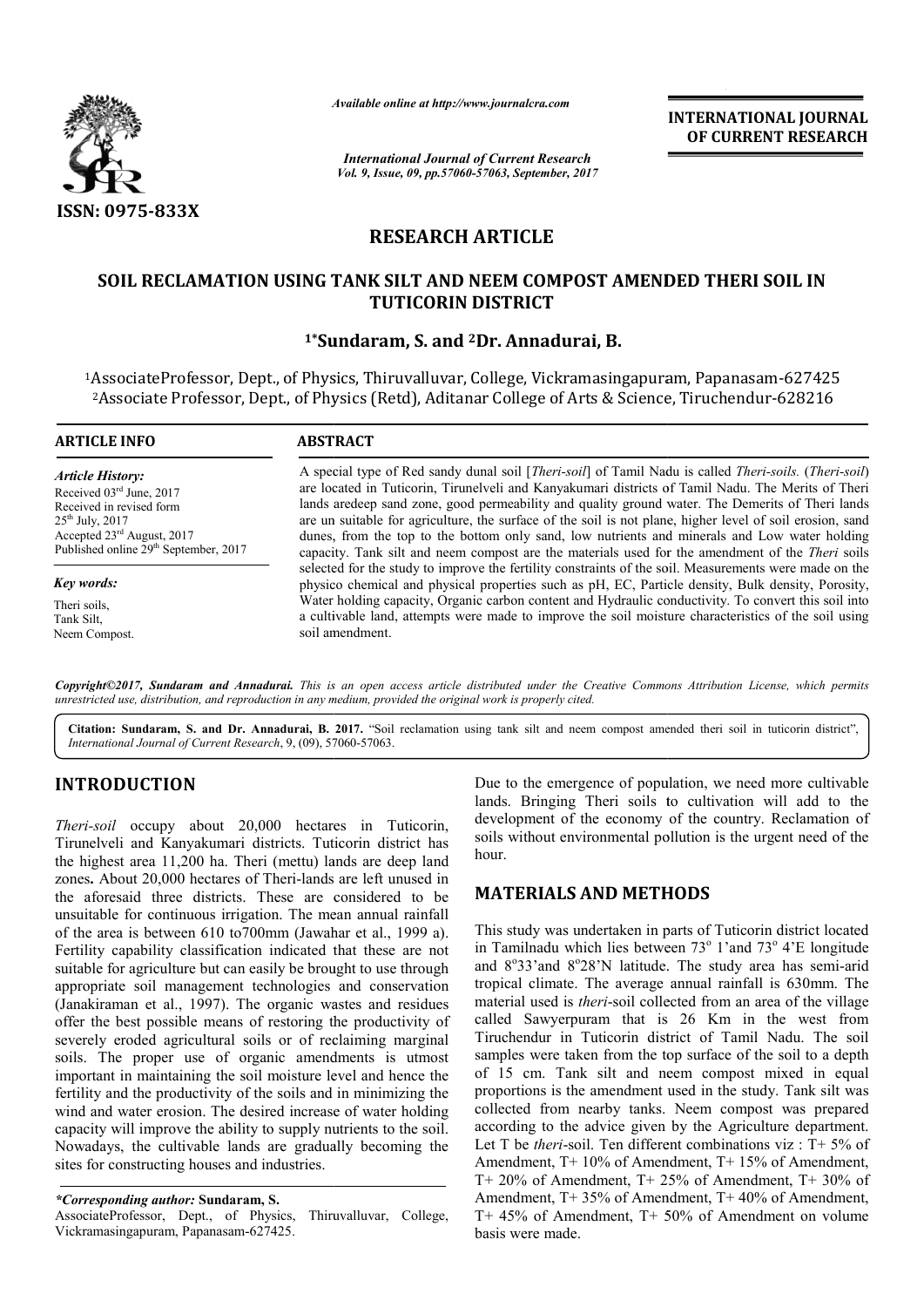*Available online at http://www.journalcra.com*

*International Journal of Current Research*
*Vol. 9, Issue, 09, pp.57060-57063, September, 2017*

**INTERNATIONAL JOURNAL OF CURRENT RESEARCH**

ISSN: 0975-833X

## RESEARCH ARTICLE

# SOIL RECLAMATION USING TANK SILT AND NEEM COMPOST AMENDED THERI SOIL IN TUTICORIN DISTRICT

**[1]*Sundaram, S. and [2]Dr. Annadurai, B.**

[1]AssociateProfessor, Dept., of Physics, Thiruvalluvar, College, Vickramasingapuram, Papanasam-627425
[2]Associate Professor, Dept., of Physics (Retd), Aditanar College of Arts & Science, Tiruchendur-628216

**ARTICLE INFO**

*Article History:*
Received 03rd June, 2017
Received in revised form 25th July, 2017
Accepted 23rd August, 2017
Published online 29th September, 2017

*Key words:*
Theri soils,
Tank Silt,
Neem Compost.

**ABSTRACT**

A special type of Red sandy dunal soil [*Theri-soil*] of Tamil Nadu is called *Theri-soils.* (*Theri-soil*) are located in Tuticorin, Tirunelveli and Kanyakumari districts of Tamil Nadu. The Merits of Theri lands aredeep sand zone, good permeability and quality ground water. The Demerits of Theri lands are un suitable for agriculture, the surface of the soil is not plane, higher level of soil erosion, sand dunes, from the top to the bottom only sand, low nutrients and minerals and Low water holding capacity. Tank silt and neem compost are the materials used for the amendment of the *Theri* soils selected for the study to improve the fertility constraints of the soil. Measurements were made on the physico chemical and physical properties such as pH, EC, Particle density, Bulk density, Porosity, Water holding capacity, Organic carbon content and Hydraulic conductivity. To convert this soil into a cultivable land, attempts were made to improve the soil moisture characteristics of the soil using soil amendment.

*Copyright©2017, Sundaram and Annadurai. This is an open access article distributed under the Creative Commons Attribution License, which permits unrestricted use, distribution, and reproduction in any medium, provided the original work is properly cited.*

**Citation: Sundaram, S. and Dr. Annadurai, B. 2017.** "Soil reclamation using tank silt and neem compost amended theri soil in tuticorin district", *International Journal of Current Research*, 9, (09), 57060-57063.

## INTRODUCTION

*Theri-soil* occupy about 20,000 hectares in Tuticorin, Tirunelveli and Kanyakumari districts. Tuticorin district has the highest area 11,200 ha. Theri (mettu) lands are deep land zones**.** About 20,000 hectares of Theri-lands are left unused in the aforesaid three districts. These are considered to be unsuitable for continuous irrigation. The mean annual rainfall of the area is between 610 to700mm (Jawahar et al., 1999 a). Fertility capability classification indicated that these are not suitable for agriculture but can easily be brought to use through appropriate soil management technologies and conservation (Janakiraman et al., 1997). The organic wastes and residues offer the best possible means of restoring the productivity of severely eroded agricultural soils or of reclaiming marginal soils. The proper use of organic amendments is utmost important in maintaining the soil moisture level and hence the fertility and the productivity of the soils and in minimizing the wind and water erosion. The desired increase of water holding capacity will improve the ability to supply nutrients to the soil. Nowadays, the cultivable lands are gradually becoming the sites for constructing houses and industries.

*\*Corresponding author:* **Sundaram, S.**
AssociateProfessor, Dept., of Physics, Thiruvalluvar, College, Vickramasingapuram, Papanasam-627425.

Due to the emergence of population, we need more cultivable lands. Bringing Theri soils to cultivation will add to the development of the economy of the country. Reclamation of soils without environmental pollution is the urgent need of the hour.

## MATERIALS AND METHODS

This study was undertaken in parts of Tuticorin district located in Tamilnadu which lies between 73° 1'and 73° 4'E longitude and 8°33'and 8°28'N latitude. The study area has semi-arid tropical climate. The average annual rainfall is 630mm. The material used is *theri*-soil collected from an area of the village called Sawyerpuram that is 26 Km in the west from Tiruchendur in Tuticorin district of Tamil Nadu. The soil samples were taken from the top surface of the soil to a depth of 15 cm. Tank silt and neem compost mixed in equal proportions is the amendment used in the study. Tank silt was collected from nearby tanks. Neem compost was prepared according to the advice given by the Agriculture department. Let T be *theri*-soil. Ten different combinations viz : T+ 5% of Amendment, T+ 10% of Amendment, T+ 15% of Amendment, T+ 20% of Amendment, T+ 25% of Amendment, T+ 30% of Amendment, T+ 35% of Amendment, T+ 40% of Amendment, T+ 45% of Amendment, T+ 50% of Amendment on volume basis were made.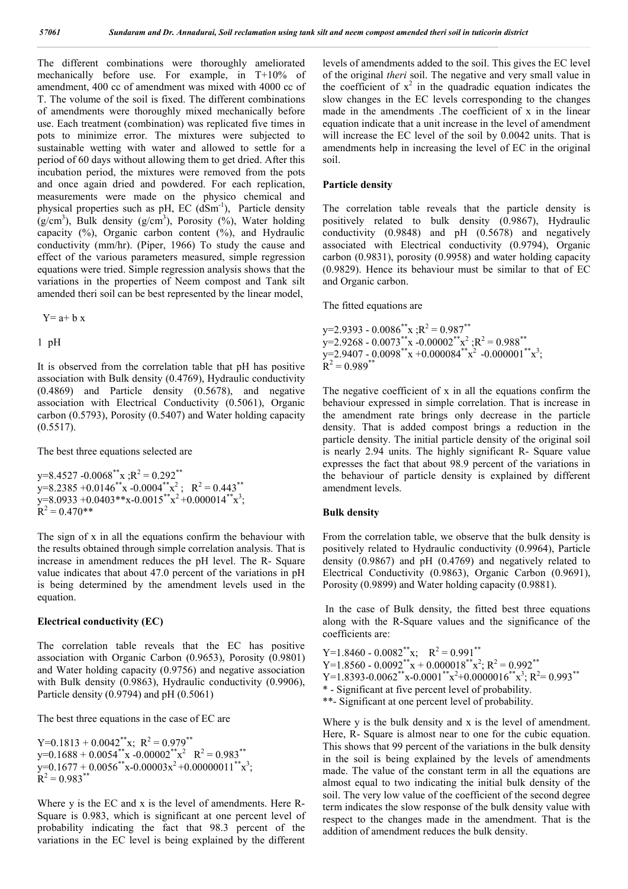The different combinations were thoroughly ameliorated mechanically before use. For example, in T+10% of amendment, 400 cc of amendment was mixed with 4000 cc of T. The volume of the soil is fixed. The different combinations of amendments were thoroughly mixed mechanically before use. Each treatment (combination) was replicated five times in pots to minimize error. The mixtures were subjected to sustainable wetting with water and allowed to settle for a period of 60 days without allowing them to get dried. After this incubation period, the mixtures were removed from the pots and once again dried and powdered. For each replication, measurements were made on the physico chemical and physical properties such as pH, EC ($dSm^{-1}$), Particle density ($g/cm^3$), Bulk density ($g/cm^3$), Porosity (%), Water holding capacity (%), Organic carbon content (%), and Hydraulic conductivity (mm/hr). (Piper, 1966) To study the cause and effect of the various parameters measured, simple regression equations were tried. Simple regression analysis shows that the variations in the properties of Neem compost and Tank silt amended theri soil can be best represented by the linear model,

$$Y = a + b\,x$$

1 pH

It is observed from the correlation table that pH has positive association with Bulk density (0.4769), Hydraulic conductivity (0.4869) and Particle density (0.5678), and negative association with Electrical Conductivity (0.5061), Organic carbon (0.5793), Porosity (0.5407) and Water holding capacity (0.5517).

The best three equations selected are

$$y=8.4527 - 0.0068^{**}x\ ;R^2 = 0.292^{**}$$
$$y=8.2385 + 0.0146^{**}x - 0.0004^{**}x^2;\quad R^2 = 0.443^{**}$$
$$y=8.0933 + 0.0403^{**}x - 0.0015^{**}x^2 + 0.000014^{**}x^3;\quad R^2 = 0.470^{**}$$

The sign of x in all the equations confirm the behaviour with the results obtained through simple correlation analysis. That is increase in amendment reduces the pH level. The R- Square value indicates that about 47.0 percent of the variations in pH is being determined by the amendment levels used in the equation.

## Electrical conductivity (EC)

The correlation table reveals that the EC has positive association with Organic Carbon (0.9653), Porosity (0.9801) and Water holding capacity (0.9756) and negative association with Bulk density (0.9863), Hydraulic conductivity (0.9906), Particle density (0.9794) and pH (0.5061)

The best three equations in the case of EC are

$$Y=0.1813 + 0.0042^{**}x;\quad R^2 = 0.979^{**}$$
$$y=0.1688 + 0.0054^{**}x - 0.00002^{**}x^2\quad R^2 = 0.983^{**}$$
$$y=0.1677 + 0.0056^{**}x - 0.00003x^2 + 0.00000011^{**}x^3;\quad R^2 = 0.983^{**}$$

Where y is the EC and x is the level of amendments. Here R-Square is 0.983, which is significant at one percent level of probability indicating the fact that 98.3 percent of the variations in the EC level is being explained by the different levels of amendments added to the soil. This gives the EC level of the original *theri* soil. The negative and very small value in the coefficient of $x^2$ in the quadradic equation indicates the slow changes in the EC levels corresponding to the changes made in the amendments .The coefficient of x in the linear equation indicate that a unit increase in the level of amendment will increase the EC level of the soil by 0.0042 units. That is amendments help in increasing the level of EC in the original soil.

## Particle density

The correlation table reveals that the particle density is positively related to bulk density (0.9867), Hydraulic conductivity (0.9848) and pH (0.5678) and negatively associated with Electrical conductivity (0.9794), Organic carbon (0.9831), porosity (0.9958) and water holding capacity (0.9829). Hence its behaviour must be similar to that of EC and Organic carbon.

The fitted equations are

$$y=2.9393 - 0.0086^{**}x\ ;R^2 = 0.987^{**}$$
$$y=2.9268 - 0.0073^{**}x - 0.00002^{**}x^2\ ;R^2 = 0.988^{**}$$
$$y=2.9407 - 0.0098^{**}x + 0.000084^{**}x^2 - 0.000001^{**}x^3;\quad R^2 = 0.989^{**}$$

The negative coefficient of x in all the equations confirm the behaviour expressed in simple correlation. That is increase in the amendment rate brings only decrease in the particle density. That is added compost brings a reduction in the particle density. The initial particle density of the original soil is nearly 2.94 units. The highly significant R- Square value expresses the fact that about 98.9 percent of the variations in the behaviour of particle density is explained by different amendment levels.

## Bulk density

From the correlation table, we observe that the bulk density is positively related to Hydraulic conductivity (0.9964), Particle density (0.9867) and pH (0.4769) and negatively related to Electrical Conductivity (0.9863), Organic Carbon (0.9691), Porosity (0.9899) and Water holding capacity (0.9881).

In the case of Bulk density, the fitted best three equations along with the R-Square values and the significance of the coefficients are:

$$Y=1.8460 - 0.0082^{**}x;\quad R^2 = 0.991^{**}$$
$$Y=1.8560 - 0.0092^{**}x + 0.000018^{**}x^2;\ R^2 = 0.992^{**}$$
$$Y=1.8393 - 0.0062^{**}x - 0.0001^{**}x^2 + 0.0000016^{**}x^3;\ R^2 = 0.993^{**}$$

\* - Significant at five percent level of probability.

\*\*- Significant at one percent level of probability.

Where y is the bulk density and x is the level of amendment. Here, R- Square is almost near to one for the cubic equation. This shows that 99 percent of the variations in the bulk density in the soil is being explained by the levels of amendments made. The value of the constant term in all the equations are almost equal to two indicating the initial bulk density of the soil. The very low value of the coefficient of the second degree term indicates the slow response of the bulk density value with respect to the changes made in the amendment. That is the addition of amendment reduces the bulk density.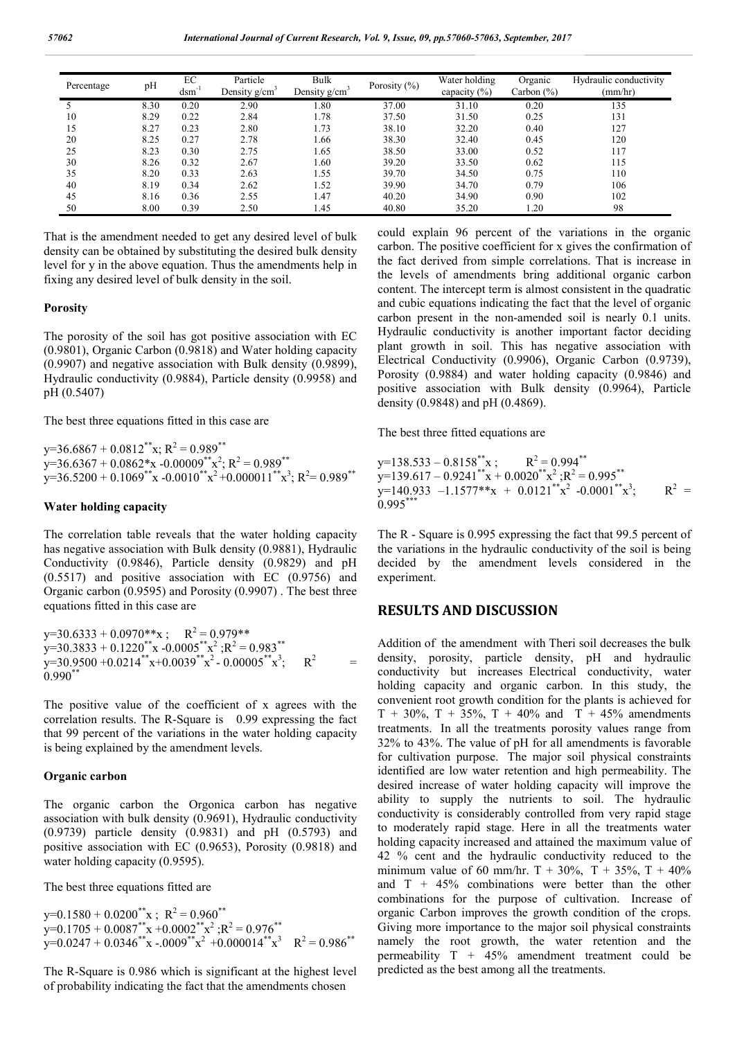| Percentage | pH | EC $dsm^{-1}$ | Particle Density $g/cm^3$ | Bulk Density $g/cm^3$ | Porosity (%) | Water holding capacity (%) | Organic Carbon (%) | Hydraulic conductivity (mm/hr) |
|---|---|---|---|---|---|---|---|---|
| 5 | 8.30 | 0.20 | 2.90 | 1.80 | 37.00 | 31.10 | 0.20 | 135 |
| 10 | 8.29 | 0.22 | 2.84 | 1.78 | 37.50 | 31.50 | 0.25 | 131 |
| 15 | 8.27 | 0.23 | 2.80 | 1.73 | 38.10 | 32.20 | 0.40 | 127 |
| 20 | 8.25 | 0.27 | 2.78 | 1.66 | 38.30 | 32.40 | 0.45 | 120 |
| 25 | 8.23 | 0.30 | 2.75 | 1.65 | 38.50 | 33.00 | 0.52 | 117 |
| 30 | 8.26 | 0.32 | 2.67 | 1.60 | 39.20 | 33.50 | 0.62 | 115 |
| 35 | 8.20 | 0.33 | 2.63 | 1.55 | 39.70 | 34.50 | 0.75 | 110 |
| 40 | 8.19 | 0.34 | 2.62 | 1.52 | 39.90 | 34.70 | 0.79 | 106 |
| 45 | 8.16 | 0.36 | 2.55 | 1.47 | 40.20 | 34.90 | 0.90 | 102 |
| 50 | 8.00 | 0.39 | 2.50 | 1.45 | 40.80 | 35.20 | 1.20 | 98 |

That is the amendment needed to get any desired level of bulk density can be obtained by substituting the desired bulk density level for y in the above equation. Thus the amendments help in fixing any desired level of bulk density in the soil.

### Porosity

The porosity of the soil has got positive association with EC (0.9801), Organic Carbon (0.9818) and Water holding capacity (0.9907) and negative association with Bulk density (0.9899), Hydraulic conductivity (0.9884), Particle density (0.9958) and pH (0.5407)

The best three equations fitted in this case are

$y=36.6867 + 0.0812^{**}x;\ R^2 = 0.989^{**}$
$y=36.6367 + 0.0862^{*}x - 0.00009^{**}x^2;\ R^2 = 0.989^{**}$
$y=36.5200 + 0.1069^{**}x - 0.0010^{**}x^2 + 0.000011^{**}x^3;\ R^2 = 0.989^{**}$

### Water holding capacity

The correlation table reveals that the water holding capacity has negative association with Bulk density (0.9881), Hydraulic Conductivity (0.9846), Particle density (0.9829) and pH (0.5517) and positive association with EC (0.9756) and Organic carbon (0.9595) and Porosity (0.9907) . The best three equations fitted in this case are

$y=30.6333 + 0.0970^{**}x;\quad R^2 = 0.979^{**}$
$y=30.3833 + 0.1220^{**}x - 0.0005^{**}x^2;\ R^2 = 0.983^{**}$
$y=30.9500 + 0.0214^{**}x + 0.0039^{**}x^2 - 0.00005^{**}x^3;\quad R^2 = 0.990^{**}$

The positive value of the coefficient of x agrees with the correlation results. The R-Square is 0.99 expressing the fact that 99 percent of the variations in the water holding capacity is being explained by the amendment levels.

### Organic carbon

The organic carbon the Orgonica carbon has negative association with bulk density (0.9691), Hydraulic conductivity (0.9739) particle density (0.9831) and pH (0.5793) and positive association with EC (0.9653), Porosity (0.9818) and water holding capacity (0.9595).

The best three equations fitted are

$y=0.1580 + 0.0200^{**}x;\ R^2 = 0.960^{**}$
$y=0.1705 + 0.0087^{**}x + 0.0002^{**}x^2;\ R^2 = 0.976^{**}$
$y=0.0247 + 0.0346^{**}x - .0009^{**}x^2 + 0.000014^{**}x^3\quad R^2 = 0.986^{**}$

The R-Square is 0.986 which is significant at the highest level of probability indicating the fact that the amendments chosen could explain 96 percent of the variations in the organic carbon. The positive coefficient for x gives the confirmation of the fact derived from simple correlations. That is increase in the levels of amendments bring additional organic carbon content. The intercept term is almost consistent in the quadratic and cubic equations indicating the fact that the level of organic carbon present in the non-amended soil is nearly 0.1 units. Hydraulic conductivity is another important factor deciding plant growth in soil. This has negative association with Electrical Conductivity (0.9906), Organic Carbon (0.9739), Porosity (0.9884) and water holding capacity (0.9846) and positive association with Bulk density (0.9964), Particle density (0.9848) and pH (0.4869).

The best three fitted equations are

$y=138.533 - 0.8158^{**}x;\qquad R^2 = 0.994^{**}$
$y=139.617 - 0.9241^{**}x + 0.0020^{**}x^2;\ R^2 = 0.995^{**}$
$y=140.933 - 1.1577^{**}x + 0.0121^{**}x^2 - 0.0001^{**}x^3;\qquad R^2 = 0.995^{***}$

The R - Square is 0.995 expressing the fact that 99.5 percent of the variations in the hydraulic conductivity of the soil is being decided by the amendment levels considered in the experiment.

## RESULTS AND DISCUSSION

Addition of the amendment with Theri soil decreases the bulk density, porosity, particle density, pH and hydraulic conductivity but increases Electrical conductivity, water holding capacity and organic carbon. In this study, the convenient root growth condition for the plants is achieved for T + 30%, T + 35%, T + 40% and T + 45% amendments treatments. In all the treatments porosity values range from 32% to 43%. The value of pH for all amendments is favorable for cultivation purpose. The major soil physical constraints identified are low water retention and high permeability. The desired increase of water holding capacity will improve the ability to supply the nutrients to soil. The hydraulic conductivity is considerably controlled from very rapid stage to moderately rapid stage. Here in all the treatments water holding capacity increased and attained the maximum value of 42 % cent and the hydraulic conductivity reduced to the minimum value of 60 mm/hr. T + 30%, T + 35%, T + 40% and T + 45% combinations were better than the other combinations for the purpose of cultivation. Increase of organic Carbon improves the growth condition of the crops. Giving more importance to the major soil physical constraints namely the root growth, the water retention and the permeability T + 45% amendment treatment could be predicted as the best among all the treatments.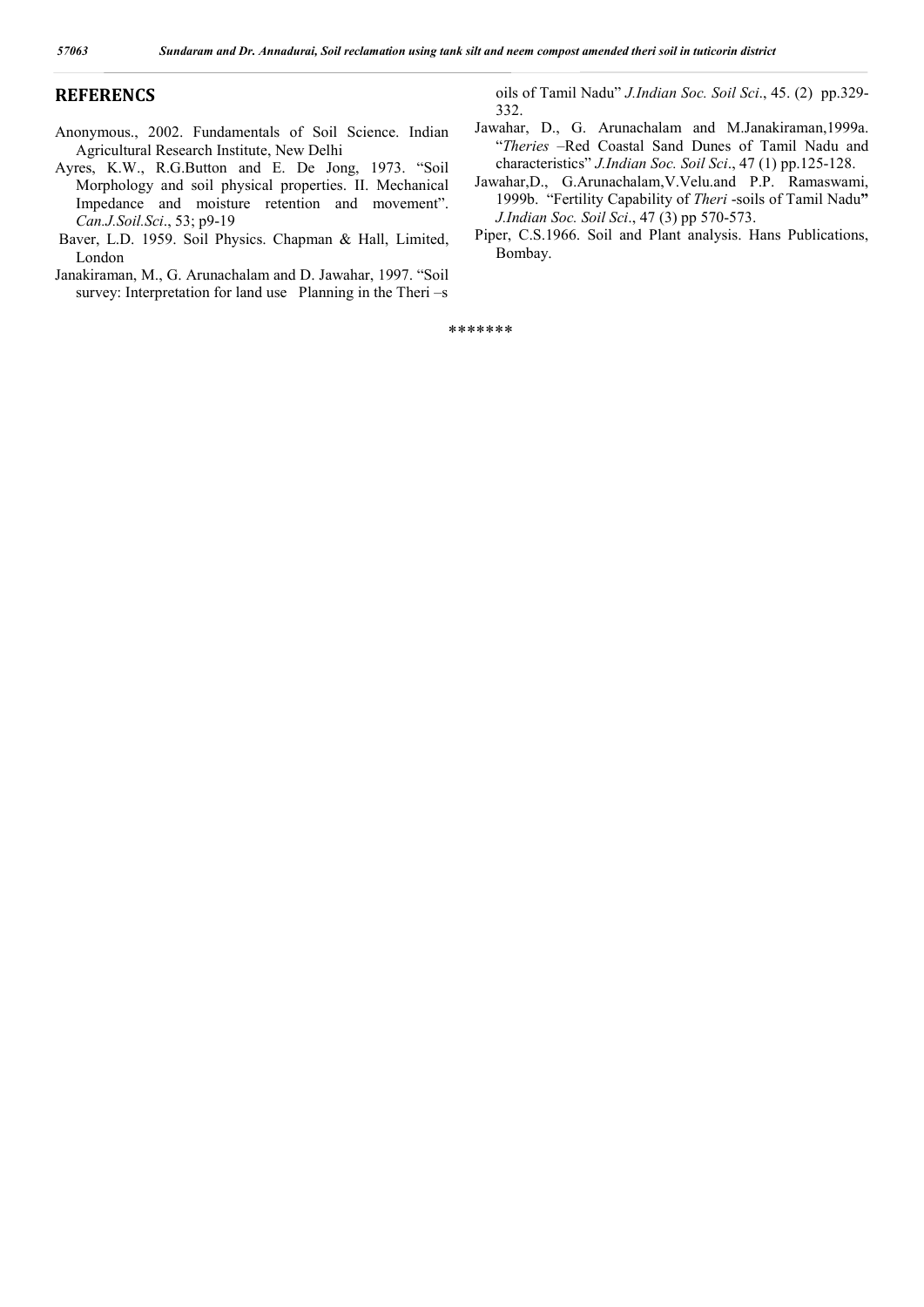## REFERENCS

Anonymous., 2002. Fundamentals of Soil Science. Indian Agricultural Research Institute, New Delhi

Ayres, K.W., R.G.Button and E. De Jong, 1973. "Soil Morphology and soil physical properties. II. Mechanical Impedance and moisture retention and movement". *Can.J.Soil.Sci*., 53; p9-19

Baver, L.D. 1959. Soil Physics. Chapman & Hall, Limited, London

Janakiraman, M., G. Arunachalam and D. Jawahar, 1997. "Soil survey: Interpretation for land use Planning in the Theri –soils of Tamil Nadu" *J.Indian Soc. Soil Sci*., 45. (2) pp.329-332.

Jawahar, D., G. Arunachalam and M.Janakiraman,1999a. "*Theries* –Red Coastal Sand Dunes of Tamil Nadu and characteristics" *J.Indian Soc. Soil Sci*., 47 (1) pp.125-128.

Jawahar,D., G.Arunachalam,V.Velu.and P.P. Ramaswami, 1999b. "Fertility Capability of *Theri* -soils of Tamil Nadu" *J.Indian Soc. Soil Sci*., 47 (3) pp 570-573.

Piper, C.S.1966. Soil and Plant analysis. Hans Publications, Bombay.

*******